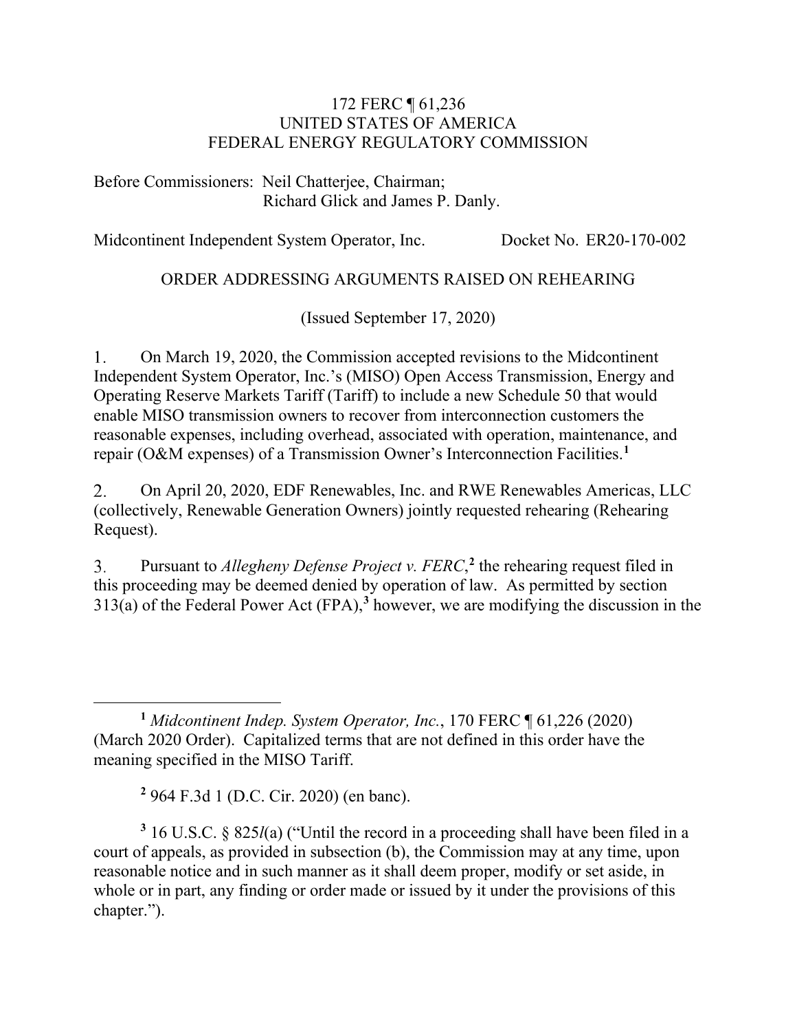172 FERC ¶ 61,236
UNITED STATES OF AMERICA
FEDERAL ENERGY REGULATORY COMMISSION

Before Commissioners: Neil Chatterjee, Chairman;
Richard Glick and James P. Danly.

Midcontinent Independent System Operator, Inc. Docket No. ER20-170-002

ORDER ADDRESSING ARGUMENTS RAISED ON REHEARING

(Issued September 17, 2020)

1. On March 19, 2020, the Commission accepted revisions to the Midcontinent Independent System Operator, Inc.'s (MISO) Open Access Transmission, Energy and Operating Reserve Markets Tariff (Tariff) to include a new Schedule 50 that would enable MISO transmission owners to recover from interconnection customers the reasonable expenses, including overhead, associated with operation, maintenance, and repair (O&M expenses) of a Transmission Owner's Interconnection Facilities.[1]

2. On April 20, 2020, EDF Renewables, Inc. and RWE Renewables Americas, LLC (collectively, Renewable Generation Owners) jointly requested rehearing (Rehearing Request).

3. Pursuant to *Allegheny Defense Project v. FERC*,[2] the rehearing request filed in this proceeding may be deemed denied by operation of law. As permitted by section 313(a) of the Federal Power Act (FPA),[3] however, we are modifying the discussion in the

---

[1] *Midcontinent Indep. System Operator, Inc.*, 170 FERC ¶ 61,226 (2020) (March 2020 Order). Capitalized terms that are not defined in this order have the meaning specified in the MISO Tariff.

[2] 964 F.3d 1 (D.C. Cir. 2020) (en banc).

[3] 16 U.S.C. § 825*l*(a) ("Until the record in a proceeding shall have been filed in a court of appeals, as provided in subsection (b), the Commission may at any time, upon reasonable notice and in such manner as it shall deem proper, modify or set aside, in whole or in part, any finding or order made or issued by it under the provisions of this chapter.").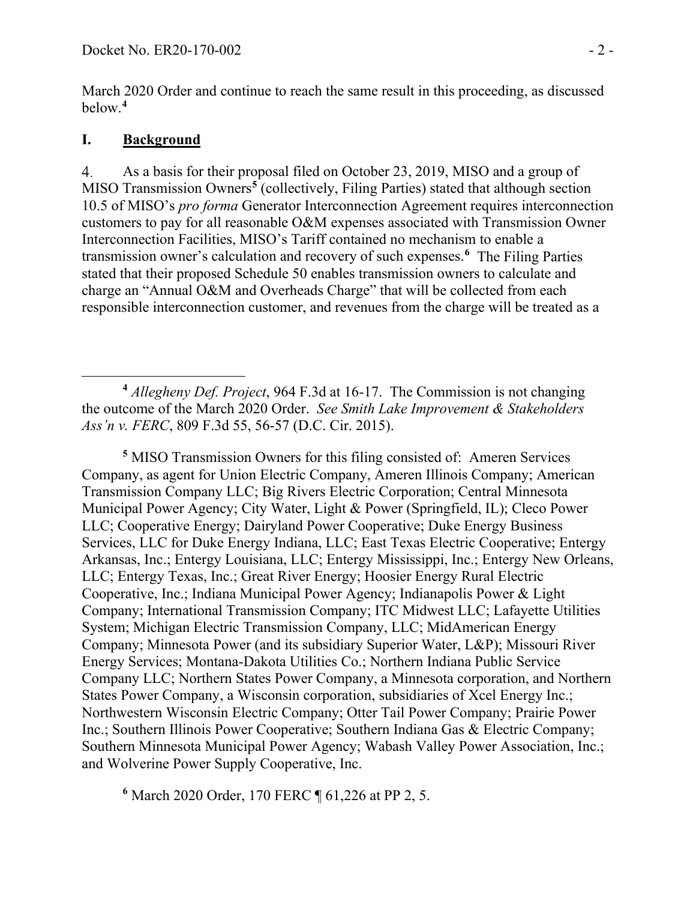March 2020 Order and continue to reach the same result in this proceeding, as discussed below.[4]

## I. Background

4. As a basis for their proposal filed on October 23, 2019, MISO and a group of MISO Transmission Owners[5] (collectively, Filing Parties) stated that although section 10.5 of MISO's *pro forma* Generator Interconnection Agreement requires interconnection customers to pay for all reasonable O&M expenses associated with Transmission Owner Interconnection Facilities, MISO's Tariff contained no mechanism to enable a transmission owner's calculation and recovery of such expenses.[6] The Filing Parties stated that their proposed Schedule 50 enables transmission owners to calculate and charge an "Annual O&M and Overheads Charge" that will be collected from each responsible interconnection customer, and revenues from the charge will be treated as a

---

[4] *Allegheny Def. Project*, 964 F.3d at 16-17. The Commission is not changing the outcome of the March 2020 Order. *See Smith Lake Improvement & Stakeholders Ass'n v. FERC*, 809 F.3d 55, 56-57 (D.C. Cir. 2015).

[5] MISO Transmission Owners for this filing consisted of: Ameren Services Company, as agent for Union Electric Company, Ameren Illinois Company; American Transmission Company LLC; Big Rivers Electric Corporation; Central Minnesota Municipal Power Agency; City Water, Light & Power (Springfield, IL); Cleco Power LLC; Cooperative Energy; Dairyland Power Cooperative; Duke Energy Business Services, LLC for Duke Energy Indiana, LLC; East Texas Electric Cooperative; Entergy Arkansas, Inc.; Entergy Louisiana, LLC; Entergy Mississippi, Inc.; Entergy New Orleans, LLC; Entergy Texas, Inc.; Great River Energy; Hoosier Energy Rural Electric Cooperative, Inc.; Indiana Municipal Power Agency; Indianapolis Power & Light Company; International Transmission Company; ITC Midwest LLC; Lafayette Utilities System; Michigan Electric Transmission Company, LLC; MidAmerican Energy Company; Minnesota Power (and its subsidiary Superior Water, L&P); Missouri River Energy Services; Montana-Dakota Utilities Co.; Northern Indiana Public Service Company LLC; Northern States Power Company, a Minnesota corporation, and Northern States Power Company, a Wisconsin corporation, subsidiaries of Xcel Energy Inc.; Northwestern Wisconsin Electric Company; Otter Tail Power Company; Prairie Power Inc.; Southern Illinois Power Cooperative; Southern Indiana Gas & Electric Company; Southern Minnesota Municipal Power Agency; Wabash Valley Power Association, Inc.; and Wolverine Power Supply Cooperative, Inc.

[6] March 2020 Order, 170 FERC ¶ 61,226 at PP 2, 5.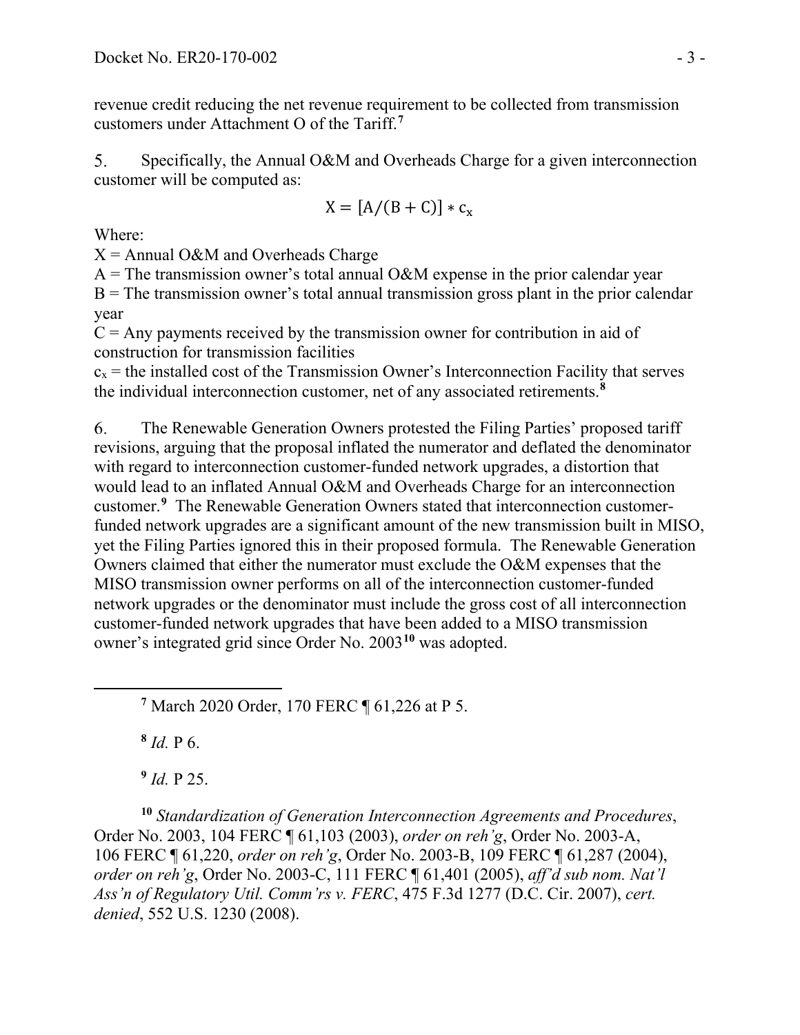revenue credit reducing the net revenue requirement to be collected from transmission customers under Attachment O of the Tariff.[7]

5. Specifically, the Annual O&M and Overheads Charge for a given interconnection customer will be computed as:

$$X = [A/(B + C)] * c_x$$

Where:
X = Annual O&M and Overheads Charge
A = The transmission owner's total annual O&M expense in the prior calendar year
B = The transmission owner's total annual transmission gross plant in the prior calendar year
C = Any payments received by the transmission owner for contribution in aid of construction for transmission facilities
$c_x$ = the installed cost of the Transmission Owner's Interconnection Facility that serves the individual interconnection customer, net of any associated retirements.[8]

6. The Renewable Generation Owners protested the Filing Parties' proposed tariff revisions, arguing that the proposal inflated the numerator and deflated the denominator with regard to interconnection customer-funded network upgrades, a distortion that would lead to an inflated Annual O&M and Overheads Charge for an interconnection customer.[9] The Renewable Generation Owners stated that interconnection customer-funded network upgrades are a significant amount of the new transmission built in MISO, yet the Filing Parties ignored this in their proposed formula. The Renewable Generation Owners claimed that either the numerator must exclude the O&M expenses that the MISO transmission owner performs on all of the interconnection customer-funded network upgrades or the denominator must include the gross cost of all interconnection customer-funded network upgrades that have been added to a MISO transmission owner's integrated grid since Order No. 2003[10] was adopted.

---

[7] March 2020 Order, 170 FERC ¶ 61,226 at P 5.

[8] *Id.* P 6.

[9] *Id.* P 25.

[10] *Standardization of Generation Interconnection Agreements and Procedures*, Order No. 2003, 104 FERC ¶ 61,103 (2003), *order on reh'g*, Order No. 2003-A, 106 FERC ¶ 61,220, *order on reh'g*, Order No. 2003-B, 109 FERC ¶ 61,287 (2004), *order on reh'g*, Order No. 2003-C, 111 FERC ¶ 61,401 (2005), *aff'd sub nom. Nat'l Ass'n of Regulatory Util. Comm'rs v. FERC*, 475 F.3d 1277 (D.C. Cir. 2007), *cert. denied*, 552 U.S. 1230 (2008).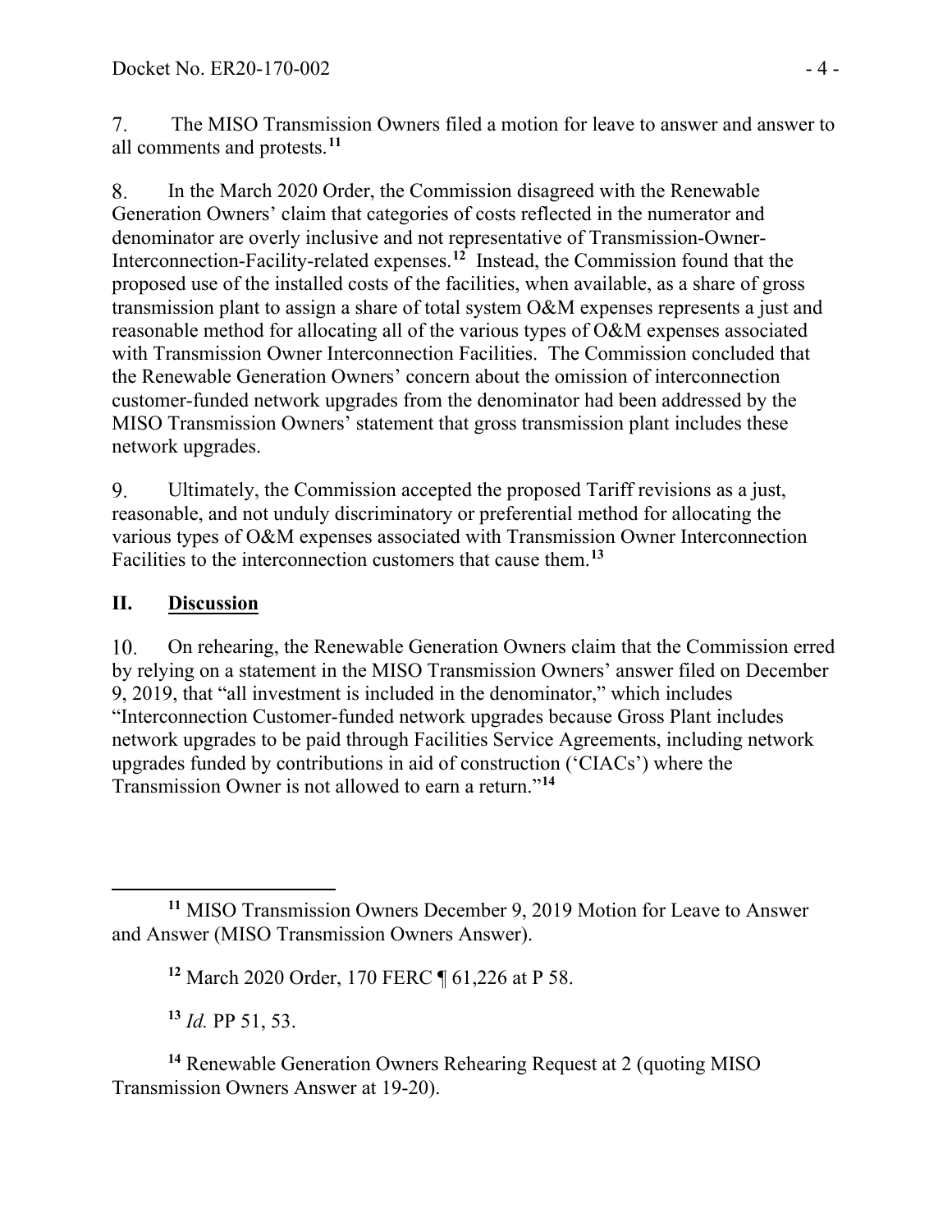7. The MISO Transmission Owners filed a motion for leave to answer and answer to all comments and protests.[11]

8. In the March 2020 Order, the Commission disagreed with the Renewable Generation Owners' claim that categories of costs reflected in the numerator and denominator are overly inclusive and not representative of Transmission-Owner-Interconnection-Facility-related expenses.[12] Instead, the Commission found that the proposed use of the installed costs of the facilities, when available, as a share of gross transmission plant to assign a share of total system O&M expenses represents a just and reasonable method for allocating all of the various types of O&M expenses associated with Transmission Owner Interconnection Facilities. The Commission concluded that the Renewable Generation Owners' concern about the omission of interconnection customer-funded network upgrades from the denominator had been addressed by the MISO Transmission Owners' statement that gross transmission plant includes these network upgrades.

9. Ultimately, the Commission accepted the proposed Tariff revisions as a just, reasonable, and not unduly discriminatory or preferential method for allocating the various types of O&M expenses associated with Transmission Owner Interconnection Facilities to the interconnection customers that cause them.[13]

## II. Discussion

10. On rehearing, the Renewable Generation Owners claim that the Commission erred by relying on a statement in the MISO Transmission Owners' answer filed on December 9, 2019, that "all investment is included in the denominator," which includes "Interconnection Customer-funded network upgrades because Gross Plant includes network upgrades to be paid through Facilities Service Agreements, including network upgrades funded by contributions in aid of construction ('CIACs') where the Transmission Owner is not allowed to earn a return."[14]

---

[11] MISO Transmission Owners December 9, 2019 Motion for Leave to Answer and Answer (MISO Transmission Owners Answer).

[12] March 2020 Order, 170 FERC ¶ 61,226 at P 58.

[13] *Id.* PP 51, 53.

[14] Renewable Generation Owners Rehearing Request at 2 (quoting MISO Transmission Owners Answer at 19-20).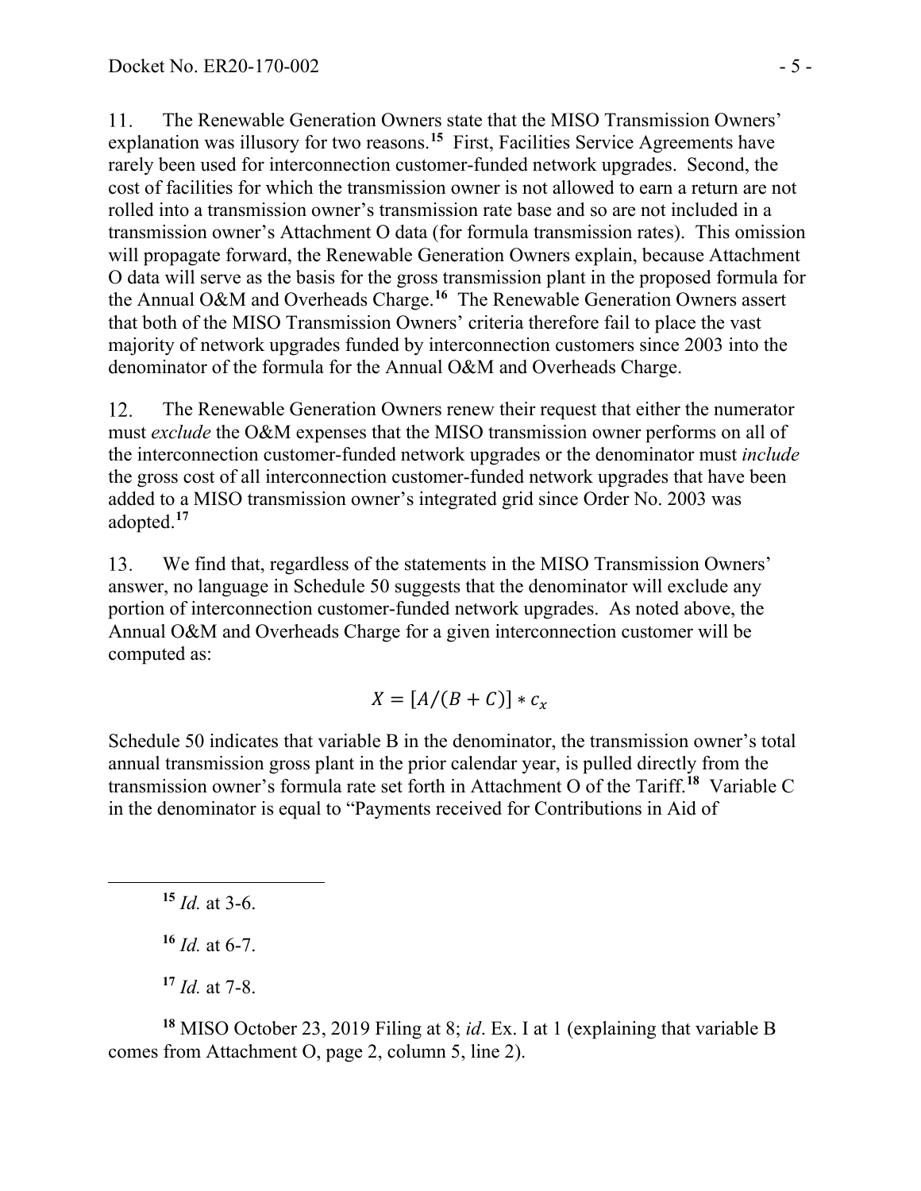11. The Renewable Generation Owners state that the MISO Transmission Owners' explanation was illusory for two reasons.[15] First, Facilities Service Agreements have rarely been used for interconnection customer-funded network upgrades. Second, the cost of facilities for which the transmission owner is not allowed to earn a return are not rolled into a transmission owner's transmission rate base and so are not included in a transmission owner's Attachment O data (for formula transmission rates). This omission will propagate forward, the Renewable Generation Owners explain, because Attachment O data will serve as the basis for the gross transmission plant in the proposed formula for the Annual O&M and Overheads Charge.[16] The Renewable Generation Owners assert that both of the MISO Transmission Owners' criteria therefore fail to place the vast majority of network upgrades funded by interconnection customers since 2003 into the denominator of the formula for the Annual O&M and Overheads Charge.

12. The Renewable Generation Owners renew their request that either the numerator must *exclude* the O&M expenses that the MISO transmission owner performs on all of the interconnection customer-funded network upgrades or the denominator must *include* the gross cost of all interconnection customer-funded network upgrades that have been added to a MISO transmission owner's integrated grid since Order No. 2003 was adopted.[17]

13. We find that, regardless of the statements in the MISO Transmission Owners' answer, no language in Schedule 50 suggests that the denominator will exclude any portion of interconnection customer-funded network upgrades. As noted above, the Annual O&M and Overheads Charge for a given interconnection customer will be computed as:

$$X = [A/(B + C)] * c_x$$

Schedule 50 indicates that variable B in the denominator, the transmission owner's total annual transmission gross plant in the prior calendar year, is pulled directly from the transmission owner's formula rate set forth in Attachment O of the Tariff.[18] Variable C in the denominator is equal to "Payments received for Contributions in Aid of

---

[15] *Id.* at 3-6.

[16] *Id.* at 6-7.

[17] *Id.* at 7-8.

[18] MISO October 23, 2019 Filing at 8; *id*. Ex. I at 1 (explaining that variable B comes from Attachment O, page 2, column 5, line 2).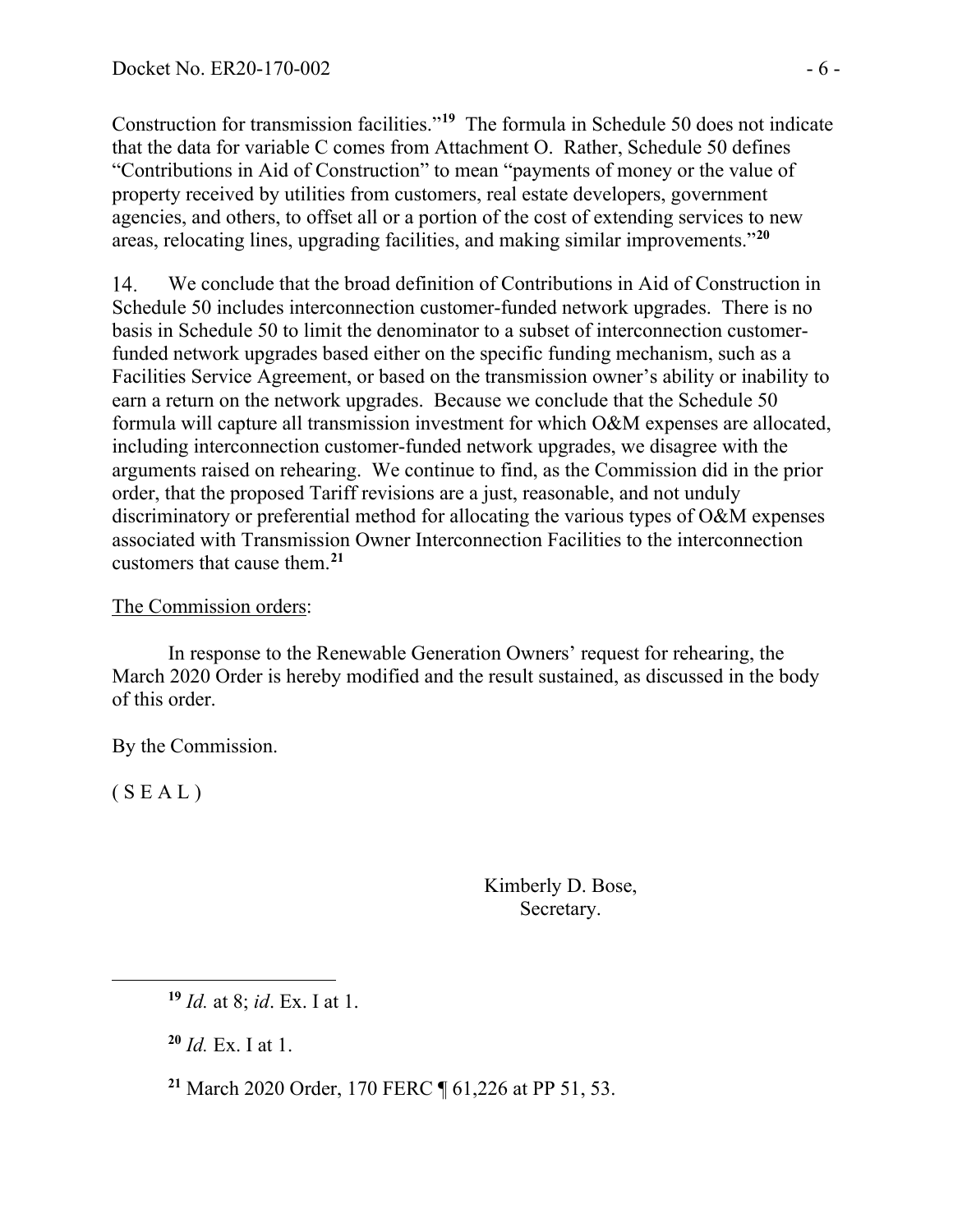Construction for transmission facilities."[19] The formula in Schedule 50 does not indicate that the data for variable C comes from Attachment O. Rather, Schedule 50 defines "Contributions in Aid of Construction" to mean "payments of money or the value of property received by utilities from customers, real estate developers, government agencies, and others, to offset all or a portion of the cost of extending services to new areas, relocating lines, upgrading facilities, and making similar improvements."[20]

14. We conclude that the broad definition of Contributions in Aid of Construction in Schedule 50 includes interconnection customer-funded network upgrades. There is no basis in Schedule 50 to limit the denominator to a subset of interconnection customer-funded network upgrades based either on the specific funding mechanism, such as a Facilities Service Agreement, or based on the transmission owner's ability or inability to earn a return on the network upgrades. Because we conclude that the Schedule 50 formula will capture all transmission investment for which O&M expenses are allocated, including interconnection customer-funded network upgrades, we disagree with the arguments raised on rehearing. We continue to find, as the Commission did in the prior order, that the proposed Tariff revisions are a just, reasonable, and not unduly discriminatory or preferential method for allocating the various types of O&M expenses associated with Transmission Owner Interconnection Facilities to the interconnection customers that cause them.[21]

The Commission orders:

In response to the Renewable Generation Owners' request for rehearing, the March 2020 Order is hereby modified and the result sustained, as discussed in the body of this order.

By the Commission.

( S E A L )

Kimberly D. Bose,
Secretary.

---

[19] *Id.* at 8; *id*. Ex. I at 1.

[20] *Id.* Ex. I at 1.

[21] March 2020 Order, 170 FERC ¶ 61,226 at PP 51, 53.